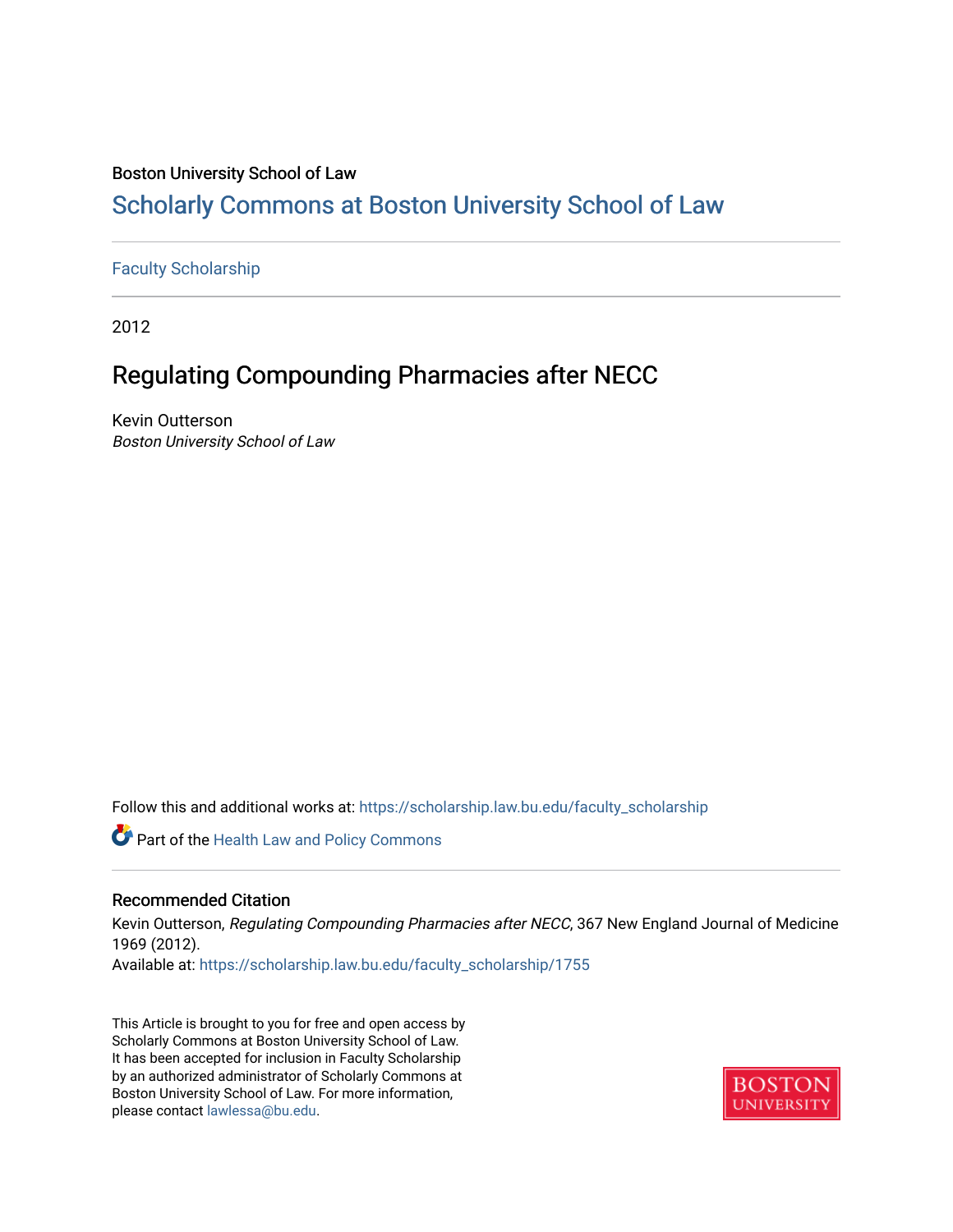Boston University School of Law

# Scholarly Commons at Boston University School of Law

Faculty Scholarship

2012

## Regulating Compounding Pharmacies after NECC

Kevin Outterson
*Boston University School of Law*

Follow this and additional works at: https://scholarship.law.bu.edu/faculty_scholarship

Part of the Health Law and Policy Commons

### Recommended Citation

Kevin Outterson, *Regulating Compounding Pharmacies after NECC*, 367 New England Journal of Medicine 1969 (2012).
Available at: https://scholarship.law.bu.edu/faculty_scholarship/1755

This Article is brought to you for free and open access by Scholarly Commons at Boston University School of Law. It has been accepted for inclusion in Faculty Scholarship by an authorized administrator of Scholarly Commons at Boston University School of Law. For more information, please contact lawlessa@bu.edu.

BOSTON UNIVERSITY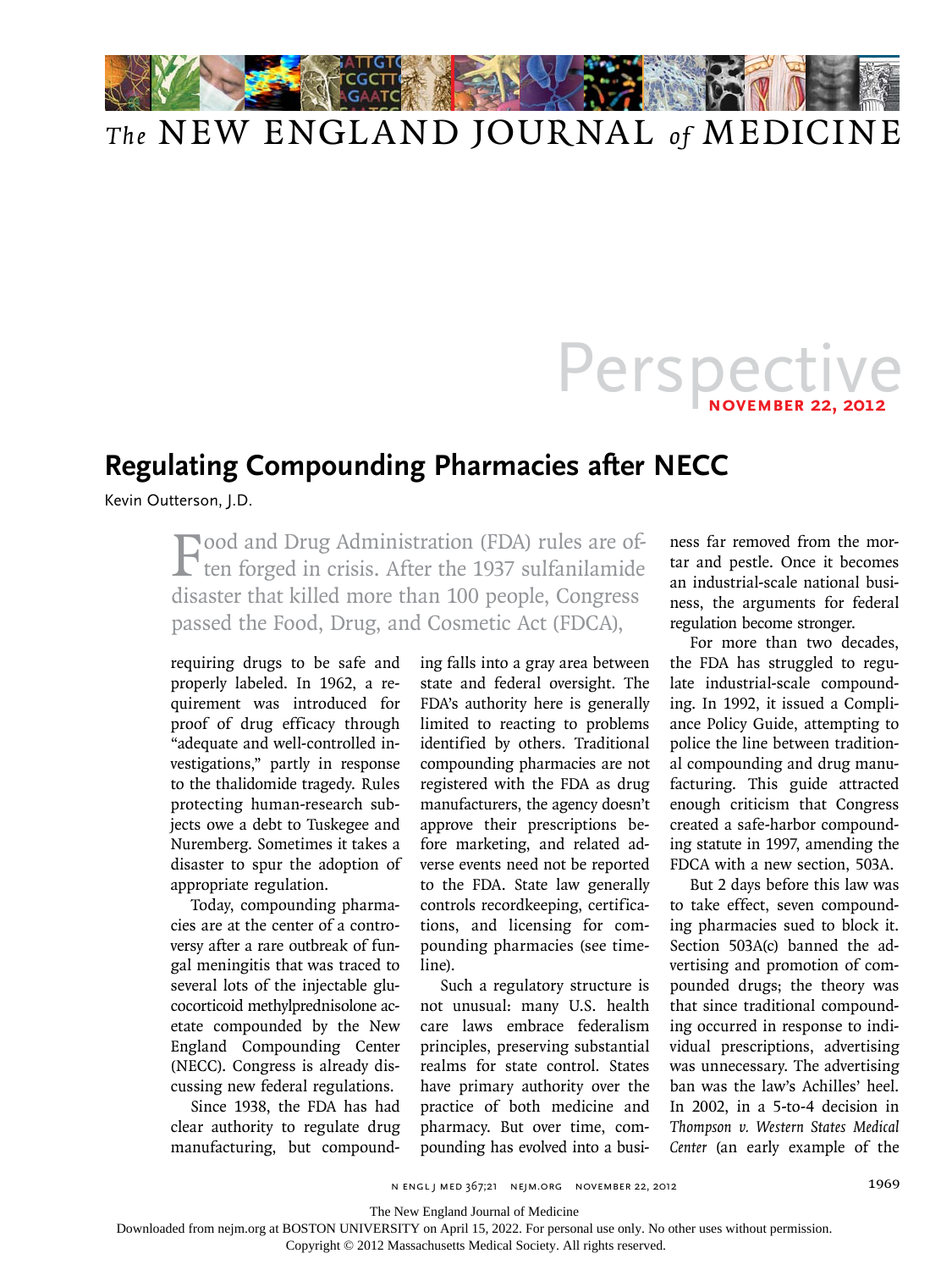# Perspective

**NOVEMBER 22, 2012**

## Regulating Compounding Pharmacies after NECC

Kevin Outterson, J.D.

Food and Drug Administration (FDA) rules are often forged in crisis. After the 1937 sulfanilamide disaster that killed more than 100 people, Congress passed the Food, Drug, and Cosmetic Act (FDCA), requiring drugs to be safe and properly labeled. In 1962, a requirement was introduced for proof of drug efficacy through "adequate and well-controlled investigations," partly in response to the thalidomide tragedy. Rules protecting human-research subjects owe a debt to Tuskegee and Nuremberg. Sometimes it takes a disaster to spur the adoption of appropriate regulation.

Today, compounding pharmacies are at the center of a controversy after a rare outbreak of fungal meningitis that was traced to several lots of the injectable glucocorticoid methylprednisolone acetate compounded by the New England Compounding Center (NECC). Congress is already discussing new federal regulations.

Since 1938, the FDA has had clear authority to regulate drug manufacturing, but compounding falls into a gray area between state and federal oversight. The FDA's authority here is generally limited to reacting to problems identified by others. Traditional compounding pharmacies are not registered with the FDA as drug manufacturers, the agency doesn't approve their prescriptions before marketing, and related adverse events need not be reported to the FDA. State law generally controls recordkeeping, certifications, and licensing for compounding pharmacies (see timeline).

Such a regulatory structure is not unusual: many U.S. health care laws embrace federalism principles, preserving substantial realms for state control. States have primary authority over the practice of both medicine and pharmacy. But over time, compounding has evolved into a business far removed from the mortar and pestle. Once it becomes an industrial-scale national business, the arguments for federal regulation become stronger.

For more than two decades, the FDA has struggled to regulate industrial-scale compounding. In 1992, it issued a Compliance Policy Guide, attempting to police the line between traditional compounding and drug manufacturing. This guide attracted enough criticism that Congress created a safe-harbor compounding statute in 1997, amending the FDCA with a new section, 503A.

But 2 days before this law was to take effect, seven compounding pharmacies sued to block it. Section 503A(c) banned the advertising and promotion of compounded drugs; the theory was that since traditional compounding occurred in response to individual prescriptions, advertising was unnecessary. The advertising ban was the law's Achilles' heel. In 2002, in a 5-to-4 decision in *Thompson v. Western States Medical Center* (an early example of the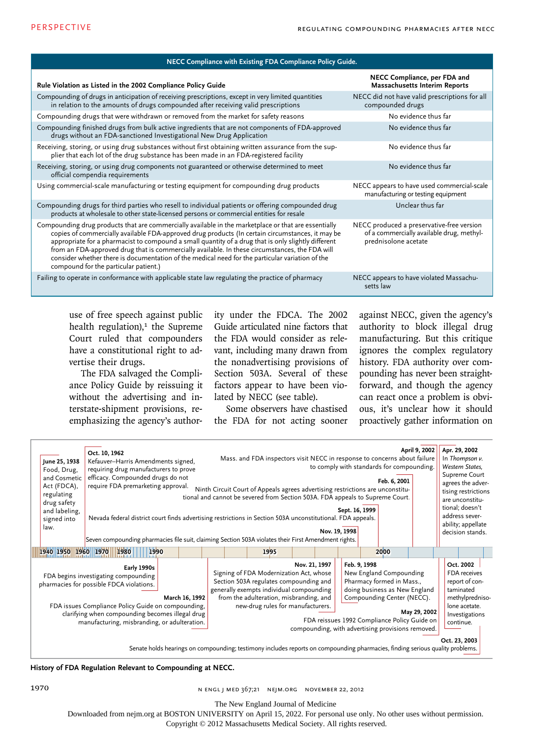| NECC Compliance with Existing FDA Compliance Policy Guide. | |
|---|---|
| **Rule Violation as Listed in the 2002 Compliance Policy Guide** | **NECC Compliance, per FDA and Massachusetts Interim Reports** |
| Compounding of drugs in anticipation of receiving prescriptions, except in very limited quantities in relation to the amounts of drugs compounded after receiving valid prescriptions | NECC did not have valid prescriptions for all compounded drugs |
| Compounding drugs that were withdrawn or removed from the market for safety reasons | No evidence thus far |
| Compounding finished drugs from bulk active ingredients that are not components of FDA-approved drugs without an FDA-sanctioned Investigational New Drug Application | No evidence thus far |
| Receiving, storing, or using drug substances without first obtaining written assurance from the supplier that each lot of the drug substance has been made in an FDA-registered facility | No evidence thus far |
| Receiving, storing, or using drug components not guaranteed or otherwise determined to meet official compendia requirements | No evidence thus far |
| Using commercial-scale manufacturing or testing equipment for compounding drug products | NECC appears to have used commercial-scale manufacturing or testing equipment |
| Compounding drugs for third parties who resell to individual patients or offering compounded drug products at wholesale to other state-licensed persons or commercial entities for resale | Unclear thus far |
| Compounding drug products that are commercially available in the marketplace or that are essentially copies of commercially available FDA-approved drug products (In certain circumstances, it may be appropriate for a pharmacist to compound a small quantity of a drug that is only slightly different from an FDA-approved drug that is commercially available. In these circumstances, the FDA will consider whether there is documentation of the medical need for the particular variation of the compound for the particular patient.) | NECC produced a preservative-free version of a commercially available drug, methylprednisolone acetate |
| Failing to operate in conformance with applicable state law regulating the practice of pharmacy | NECC appears to have violated Massachusetts law |

use of free speech against public health regulation),[1] the Supreme Court ruled that compounders have a constitutional right to advertise their drugs.

The FDA salvaged the Compliance Policy Guide by reissuing it without the advertising and interstate-shipment provisions, reemphasizing the agency's authority under the FDCA. The 2002 Guide articulated nine factors that the FDA would consider as relevant, including many drawn from the nonadvertising provisions of Section 503A. Several of these factors appear to have been violated by NECC (see table).

Some observers have chastised the FDA for not acting sooner against NECC, given the agency's authority to block illegal drug manufacturing. But this critique ignores the complex regulatory history. FDA authority over compounding has never been straightforward, and though the agency can react once a problem is obvious, it's unclear how it should proactively gather information on

**June 25, 1938** Food, Drug, and Cosmetic Act (FDCA), regulating drug safety and labeling, signed into law.

**Oct. 10, 1962** Kefauver–Harris Amendments signed, requiring drug manufacturers to prove efficacy. Compounded drugs do not require FDA premarketing approval.

**April 9, 2002** Mass. and FDA inspectors visit NECC in response to concerns about failure to comply with standards for compounding.

**Apr. 29, 2002** In *Thompson v. Western States*, Supreme Court agrees the advertising restrictions are unconstitutional; doesn't address severability; appellate decision stands.

**Feb. 6, 2001** Ninth Circuit Court of Appeals agrees advertising restrictions are unconstitutional and cannot be severed from Section 503A. FDA appeals to Supreme Court.

**Sept. 16, 1999** Nevada federal district court finds advertising restrictions in Section 503A unconstitutional. FDA appeals.

**Nov. 19, 1998** Seven compounding pharmacies file suit, claiming Section 503A violates their First Amendment rights.

1940 1950 1960 1970 1980 1990 1995 2000

**Early 1990s** FDA begins investigating compounding pharmacies for possible FDCA violations.

**March 16, 1992** FDA issues Compliance Policy Guide on compounding, clarifying when compounding becomes illegal drug manufacturing, misbranding, or adulteration.

**Nov. 21, 1997** Signing of FDA Modernization Act, whose Section 503A regulates compounding and generally exempts individual compounding from the adulteration, misbranding, and new-drug rules for manufacturers.

**Feb. 9, 1998** New England Compounding Pharmacy formed in Mass., doing business as New England Compounding Center (NECC).

**May 29, 2002** FDA reissues 1992 Compliance Policy Guide on compounding, with advertising provisions removed.

**Oct. 2002** FDA receives report of contaminated methylprednisolone acetate. Investigations continue.

**Oct. 23, 2003** Senate holds hearings on compounding; testimony includes reports on compounding pharmacies, finding serious quality problems.

**History of FDA Regulation Relevant to Compounding at NECC.**

The New England Journal of Medicine
Downloaded from nejm.org at BOSTON UNIVERSITY on April 15, 2022. For personal use only. No other uses without permission.
Copyright © 2012 Massachusetts Medical Society. All rights reserved.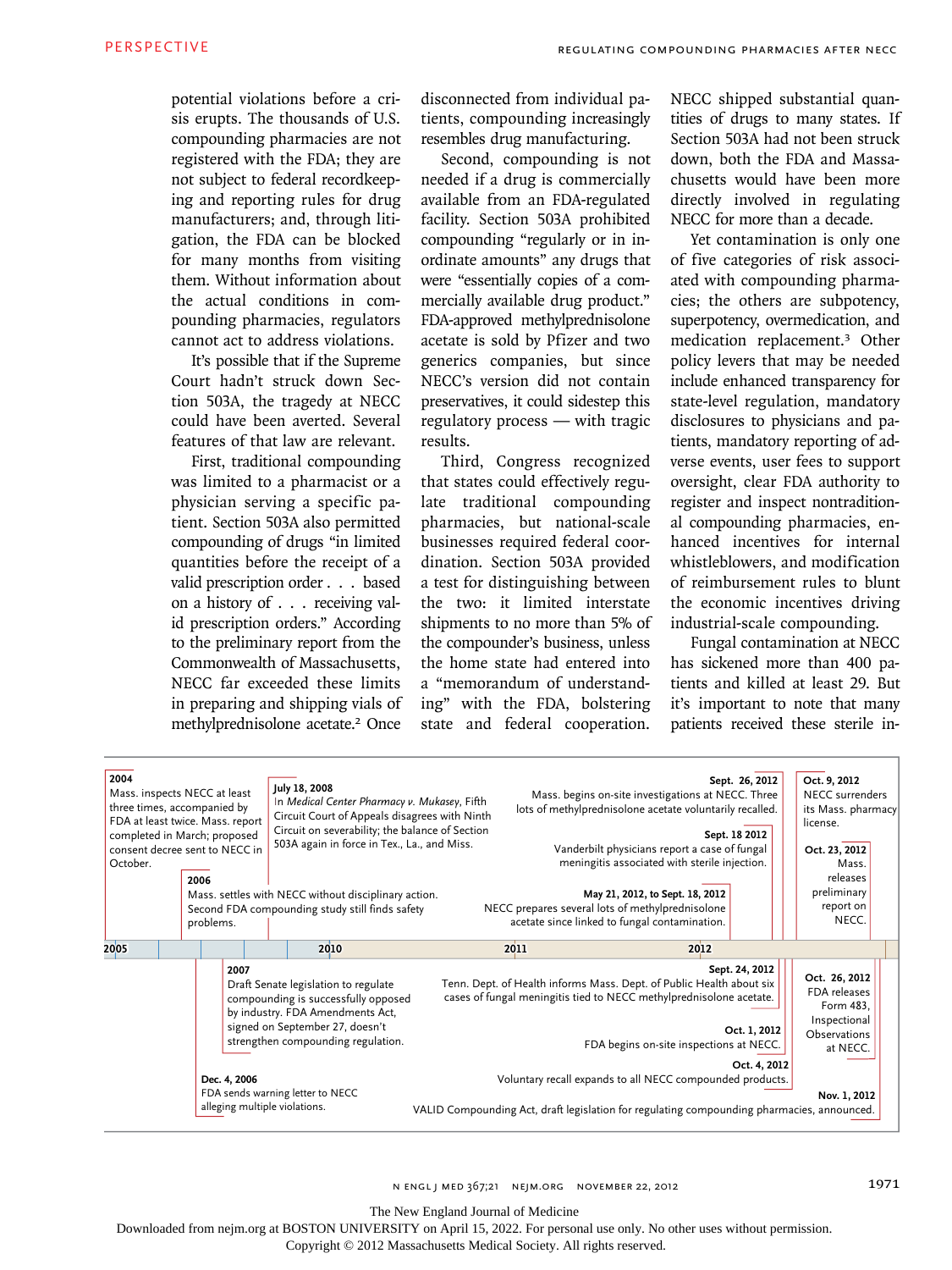potential violations before a crisis erupts. The thousands of U.S. compounding pharmacies are not registered with the FDA; they are not subject to federal recordkeeping and reporting rules for drug manufacturers; and, through litigation, the FDA can be blocked for many months from visiting them. Without information about the actual conditions in compounding pharmacies, regulators cannot act to address violations.

It's possible that if the Supreme Court hadn't struck down Section 503A, the tragedy at NECC could have been averted. Several features of that law are relevant.

First, traditional compounding was limited to a pharmacist or a physician serving a specific patient. Section 503A also permitted compounding of drugs "in limited quantities before the receipt of a valid prescription order . . . based on a history of . . . receiving valid prescription orders." According to the preliminary report from the Commonwealth of Massachusetts, NECC far exceeded these limits in preparing and shipping vials of methylprednisolone acetate.[2] Once disconnected from individual patients, compounding increasingly resembles drug manufacturing.

Second, compounding is not needed if a drug is commercially available from an FDA-regulated facility. Section 503A prohibited compounding "regularly or in inordinate amounts" any drugs that were "essentially copies of a commercially available drug product." FDA-approved methylprednisolone acetate is sold by Pfizer and two generics companies, but since NECC's version did not contain preservatives, it could sidestep this regulatory process — with tragic results.

Third, Congress recognized that states could effectively regulate traditional compounding pharmacies, but national-scale businesses required federal coordination. Section 503A provided a test for distinguishing between the two: it limited interstate shipments to no more than 5% of the compounder's business, unless the home state had entered into a "memorandum of understanding" with the FDA, bolstering state and federal cooperation. NECC shipped substantial quantities of drugs to many states. If Section 503A had not been struck down, both the FDA and Massachusetts would have been more directly involved in regulating NECC for more than a decade.

Yet contamination is only one of five categories of risk associated with compounding pharmacies; the others are subpotency, superpotency, overmedication, and medication replacement.[3] Other policy levers that may be needed include enhanced transparency for state-level regulation, mandatory disclosures to physicians and patients, mandatory reporting of adverse events, user fees to support oversight, clear FDA authority to register and inspect nontraditional compounding pharmacies, enhanced incentives for internal whistleblowers, and modification of reimbursement rules to blunt the economic incentives driving industrial-scale compounding.

Fungal contamination at NECC has sickened more than 400 patients and killed at least 29. But it's important to note that many patients received these sterile in-

---

**2004**
Mass. inspects NECC at least three times, accompanied by FDA at least twice. Mass. report completed in March; proposed consent decree sent to NECC in October.

**2006**
Mass. settles with NECC without disciplinary action. Second FDA compounding study still finds safety problems.

**Dec. 4, 2006**
FDA sends warning letter to NECC alleging multiple violations.

**2007**
Draft Senate legislation to regulate compounding is successfully opposed by industry. FDA Amendments Act, signed on September 27, doesn't strengthen compounding regulation.

**July 18, 2008**
In *Medical Center Pharmacy v. Mukasey*, Fifth Circuit Court of Appeals disagrees with Ninth Circuit on severability; the balance of Section 503A again in force in Tex., La., and Miss.

**May 21, 2012, to Sept. 18, 2012**
NECC prepares several lots of methylprednisolone acetate since linked to fungal contamination.

**Sept. 18 2012**
Vanderbilt physicians report a case of fungal meningitis associated with sterile injection.

**Sept. 24, 2012**
Tenn. Dept. of Health informs Mass. Dept. of Public Health about six cases of fungal meningitis tied to NECC methylprednisolone acetate.

**Sept. 26, 2012**
Mass. begins on-site investigations at NECC. Three lots of methylprednisolone acetate voluntarily recalled.

**Oct. 1, 2012**
FDA begins on-site inspections at NECC.

**Oct. 4, 2012**
Voluntary recall expands to all NECC compounded products.

**Oct. 9, 2012**
NECC surrenders its Mass. pharmacy license.

**Oct. 23, 2012**
Mass. releases preliminary report on NECC.

**Oct. 26, 2012**
FDA releases Form 483, Inspectional Observations at NECC.

**Nov. 1, 2012**
VALID Compounding Act, draft legislation for regulating compounding pharmacies, announced.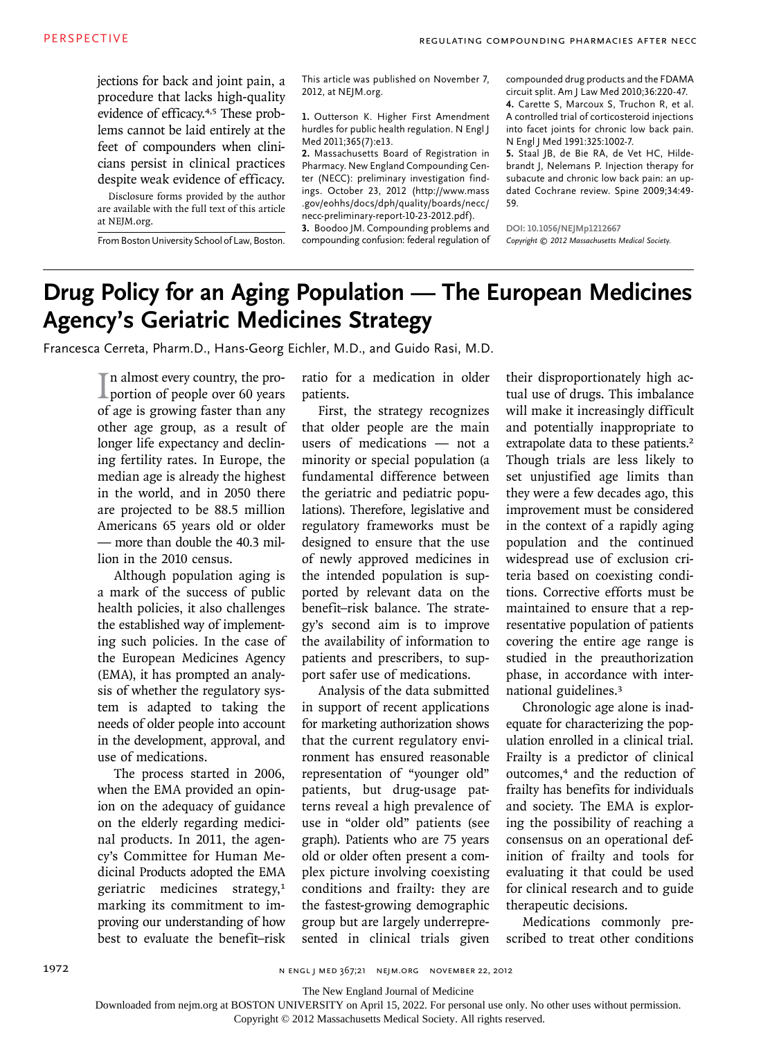jections for back and joint pain, a procedure that lacks high-quality evidence of efficacy.[4,5] These problems cannot be laid entirely at the feet of compounders when clinicians persist in clinical practices despite weak evidence of efficacy.

Disclosure forms provided by the author are available with the full text of this article at NEJM.org.

From Boston University School of Law, Boston.

This article was published on November 7, 2012, at NEJM.org.

1. Outterson K. Higher First Amendment hurdles for public health regulation. N Engl J Med 2011;365(7):e13.
2. Massachusetts Board of Registration in Pharmacy. New England Compounding Center (NECC): preliminary investigation findings. October 23, 2012 (http://www.mass.gov/eohhs/docs/dph/quality/boards/necc/necc-preliminary-report-10-23-2012.pdf).
3. Boodoo JM. Compounding problems and compounding confusion: federal regulation of compounded drug products and the FDAMA circuit split. Am J Law Med 2010;36:220-47.
4. Carette S, Marcoux S, Truchon R, et al. A controlled trial of corticosteroid injections into facet joints for chronic low back pain. N Engl J Med 1991:325:1002-7.
5. Staal JB, de Bie RA, de Vet HC, Hildebrandt J, Nelemans P. Injection therapy for subacute and chronic low back pain: an updated Cochrane review. Spine 2009;34:49-59.

DOI: 10.1056/NEJMp1212667
*Copyright © 2012 Massachusetts Medical Society.*

# Drug Policy for an Aging Population — The European Medicines Agency's Geriatric Medicines Strategy

Francesca Cerreta, Pharm.D., Hans-Georg Eichler, M.D., and Guido Rasi, M.D.

In almost every country, the proportion of people over 60 years of age is growing faster than any other age group, as a result of longer life expectancy and declining fertility rates. In Europe, the median age is already the highest in the world, and in 2050 there are projected to be 88.5 million Americans 65 years old or older — more than double the 40.3 million in the 2010 census.

Although population aging is a mark of the success of public health policies, it also challenges the established way of implementing such policies. In the case of the European Medicines Agency (EMA), it has prompted an analysis of whether the regulatory system is adapted to taking the needs of older people into account in the development, approval, and use of medications.

The process started in 2006, when the EMA provided an opinion on the adequacy of guidance on the elderly regarding medicinal products. In 2011, the agency's Committee for Human Medicinal Products adopted the EMA geriatric medicines strategy,[1] marking its commitment to improving our understanding of how best to evaluate the benefit–risk ratio for a medication in older patients.

First, the strategy recognizes that older people are the main users of medications — not a minority or special population (a fundamental difference between the geriatric and pediatric populations). Therefore, legislative and regulatory frameworks must be designed to ensure that the use of newly approved medicines in the intended population is supported by relevant data on the benefit–risk balance. The strategy's second aim is to improve the availability of information to patients and prescribers, to support safer use of medications.

Analysis of the data submitted in support of recent applications for marketing authorization shows that the current regulatory environment has ensured reasonable representation of "younger old" patients, but drug-usage patterns reveal a high prevalence of use in "older old" patients (see graph). Patients who are 75 years old or older often present a complex picture involving coexisting conditions and frailty: they are the fastest-growing demographic group but are largely underrepresented in clinical trials given their disproportionately high actual use of drugs. This imbalance will make it increasingly difficult and potentially inappropriate to extrapolate data to these patients.[2] Though trials are less likely to set unjustified age limits than they were a few decades ago, this improvement must be considered in the context of a rapidly aging population and the continued widespread use of exclusion criteria based on coexisting conditions. Corrective efforts must be maintained to ensure that a representative population of patients covering the entire age range is studied in the preauthorization phase, in accordance with international guidelines.[3]

Chronologic age alone is inadequate for characterizing the population enrolled in a clinical trial. Frailty is a predictor of clinical outcomes,[4] and the reduction of frailty has benefits for individuals and society. The EMA is exploring the possibility of reaching a consensus on an operational definition of frailty and tools for evaluating it that could be used for clinical research and to guide therapeutic decisions.

Medications commonly prescribed to treat other conditions